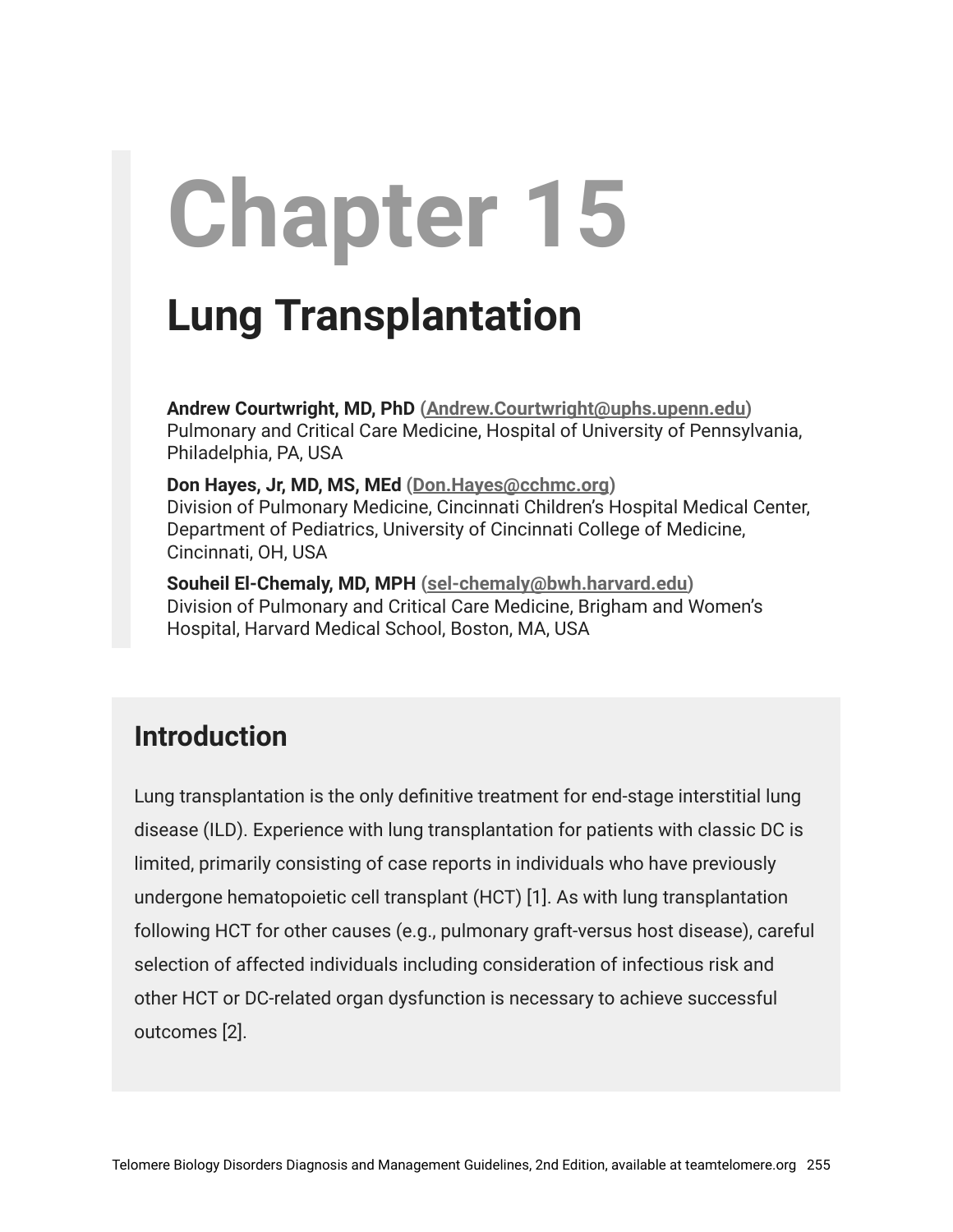# Chapter 15

## Lung Transplantation

**Andrew Courtwright, MD, PhD** (Andrew.Courtwright@uphs.upenn.edu)
Pulmonary and Critical Care Medicine, Hospital of University of Pennsylvania, Philadelphia, PA, USA

**Don Hayes, Jr, MD, MS, MEd** (Don.Hayes@cchmc.org)
Division of Pulmonary Medicine, Cincinnati Children's Hospital Medical Center, Department of Pediatrics, University of Cincinnati College of Medicine, Cincinnati, OH, USA

**Souheil El-Chemaly, MD, MPH** (sel-chemaly@bwh.harvard.edu)
Division of Pulmonary and Critical Care Medicine, Brigham and Women's Hospital, Harvard Medical School, Boston, MA, USA

### Introduction

Lung transplantation is the only definitive treatment for end-stage interstitial lung disease (ILD). Experience with lung transplantation for patients with classic DC is limited, primarily consisting of case reports in individuals who have previously undergone hematopoietic cell transplant (HCT) [1]. As with lung transplantation following HCT for other causes (e.g., pulmonary graft-versus host disease), careful selection of affected individuals including consideration of infectious risk and other HCT or DC-related organ dysfunction is necessary to achieve successful outcomes [2].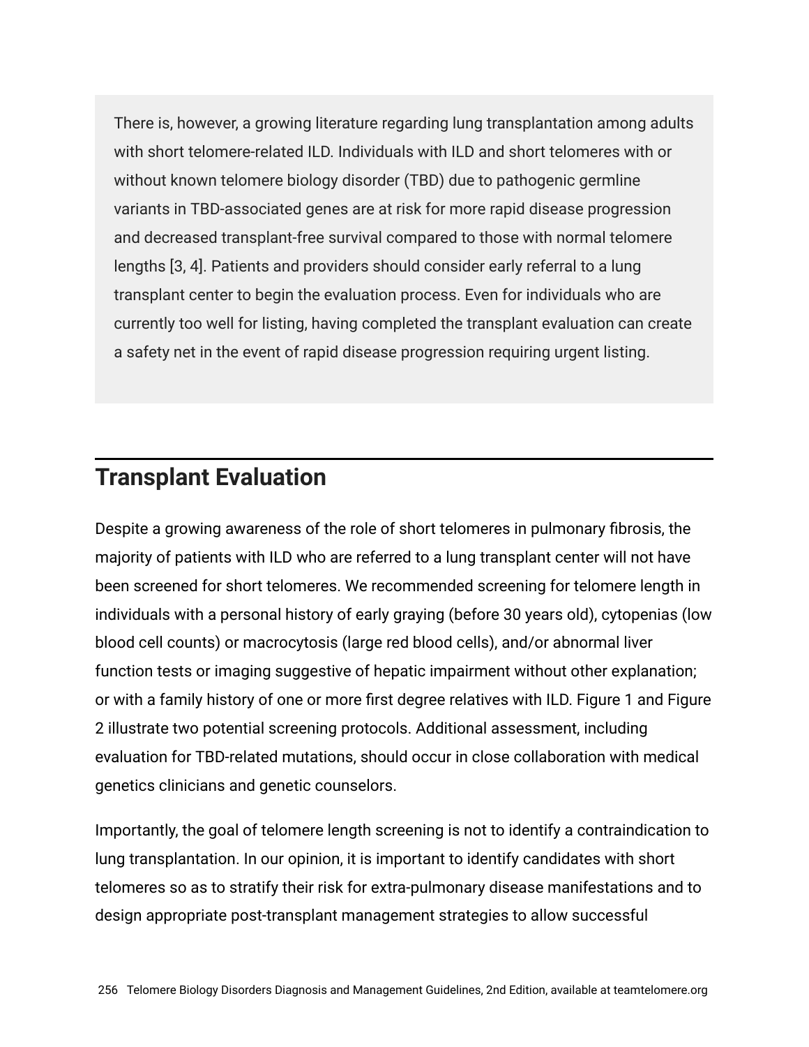There is, however, a growing literature regarding lung transplantation among adults with short telomere-related ILD. Individuals with ILD and short telomeres with or without known telomere biology disorder (TBD) due to pathogenic germline variants in TBD-associated genes are at risk for more rapid disease progression and decreased transplant-free survival compared to those with normal telomere lengths [3, 4]. Patients and providers should consider early referral to a lung transplant center to begin the evaluation process. Even for individuals who are currently too well for listing, having completed the transplant evaluation can create a safety net in the event of rapid disease progression requiring urgent listing.

## Transplant Evaluation

Despite a growing awareness of the role of short telomeres in pulmonary fibrosis, the majority of patients with ILD who are referred to a lung transplant center will not have been screened for short telomeres. We recommended screening for telomere length in individuals with a personal history of early graying (before 30 years old), cytopenias (low blood cell counts) or macrocytosis (large red blood cells), and/or abnormal liver function tests or imaging suggestive of hepatic impairment without other explanation; or with a family history of one or more first degree relatives with ILD. Figure 1 and Figure 2 illustrate two potential screening protocols. Additional assessment, including evaluation for TBD-related mutations, should occur in close collaboration with medical genetics clinicians and genetic counselors.

Importantly, the goal of telomere length screening is not to identify a contraindication to lung transplantation. In our opinion, it is important to identify candidates with short telomeres so as to stratify their risk for extra-pulmonary disease manifestations and to design appropriate post-transplant management strategies to allow successful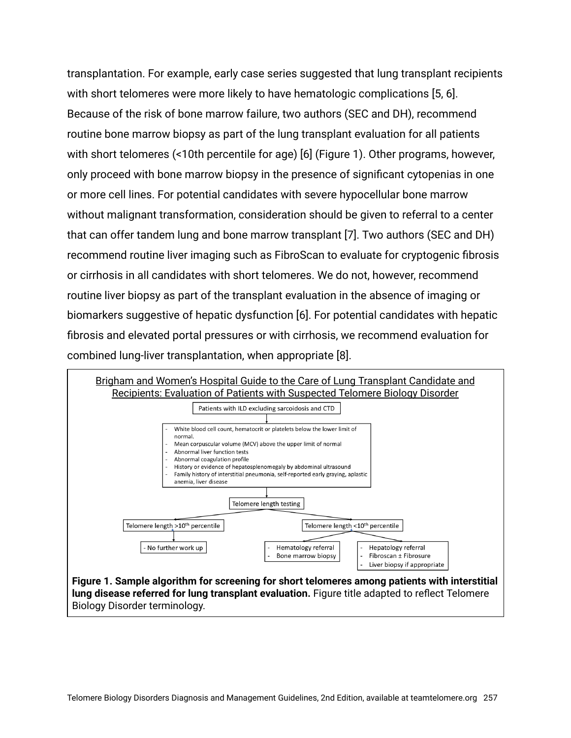transplantation. For example, early case series suggested that lung transplant recipients with short telomeres were more likely to have hematologic complications [5, 6]. Because of the risk of bone marrow failure, two authors (SEC and DH), recommend routine bone marrow biopsy as part of the lung transplant evaluation for all patients with short telomeres (<10th percentile for age) [6] (Figure 1). Other programs, however, only proceed with bone marrow biopsy in the presence of significant cytopenias in one or more cell lines. For potential candidates with severe hypocellular bone marrow without malignant transformation, consideration should be given to referral to a center that can offer tandem lung and bone marrow transplant [7]. Two authors (SEC and DH) recommend routine liver imaging such as FibroScan to evaluate for cryptogenic fibrosis or cirrhosis in all candidates with short telomeres. We do not, however, recommend routine liver biopsy as part of the transplant evaluation in the absence of imaging or biomarkers suggestive of hepatic dysfunction [6]. For potential candidates with hepatic fibrosis and elevated portal pressures or with cirrhosis, we recommend evaluation for combined lung-liver transplantation, when appropriate [8].

Brigham and Women's Hospital Guide to the Care of Lung Transplant Candidate and Recipients: Evaluation of Patients with Suspected Telomere Biology Disorder

Patients with ILD excluding sarcoidosis and CTD

↓

- White blood cell count, hematocrit or platelets below the lower limit of normal.
- Mean corpuscular volume (MCV) above the upper limit of normal
- Abnormal liver function tests
- Abnormal coagulation profile
- History or evidence of hepatosplenomegaly by abdominal ultrasound
- Family history of interstitial pneumonia, self-reported early graying, aplastic anemia, liver disease

↓

Telomere length testing

- Telomere length >10th percentile
  - No further work up
- Telomere length <10th percentile
  - Hematology referral
    - Bone marrow biopsy
  - Hepatology referral
    - Fibroscan ± Fibrosure
    - Liver biopsy if appropriate

**Figure 1. Sample algorithm for screening for short telomeres among patients with interstitial lung disease referred for lung transplant evaluation.** Figure title adapted to reflect Telomere Biology Disorder terminology.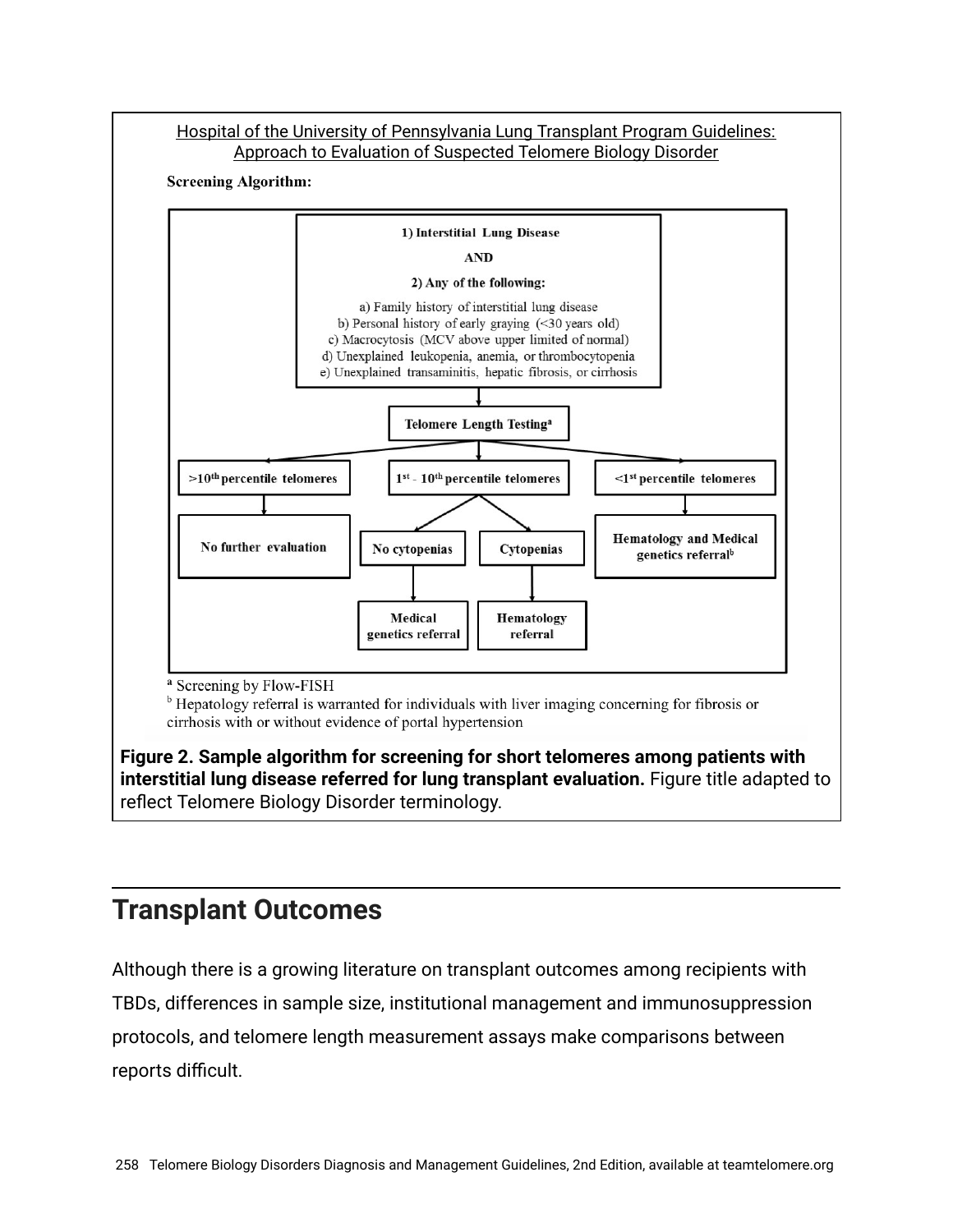Hospital of the University of Pennsylvania Lung Transplant Program Guidelines: Approach to Evaluation of Suspected Telomere Biology Disorder

**Screening Algorithm:**

**1) Interstitial Lung Disease**

**AND**

**2) Any of the following:**

a) Family history of interstitial lung disease
b) Personal history of early graying (<30 years old)
c) Macrocytosis (MCV above upper limited of normal)
d) Unexplained leukopenia, anemia, or thrombocytopenia
e) Unexplained transaminitis, hepatic fibrosis, or cirrhosis

↓

**Telomere Length Testing[a]**

- **>10th percentile telomeres** → **No further evaluation**
- **1st - 10th percentile telomeres**
  - **No cytopenias** → **Medical genetics referral**
  - **Cytopenias** → **Hematology referral**
- **<1st percentile telomeres** → **Hematology and Medical genetics referral[b]**

[a] Screening by Flow-FISH
[b] Hepatology referral is warranted for individuals with liver imaging concerning for fibrosis or cirrhosis with or without evidence of portal hypertension

**Figure 2. Sample algorithm for screening for short telomeres among patients with interstitial lung disease referred for lung transplant evaluation.** Figure title adapted to reflect Telomere Biology Disorder terminology.

## Transplant Outcomes

Although there is a growing literature on transplant outcomes among recipients with TBDs, differences in sample size, institutional management and immunosuppression protocols, and telomere length measurement assays make comparisons between reports difficult.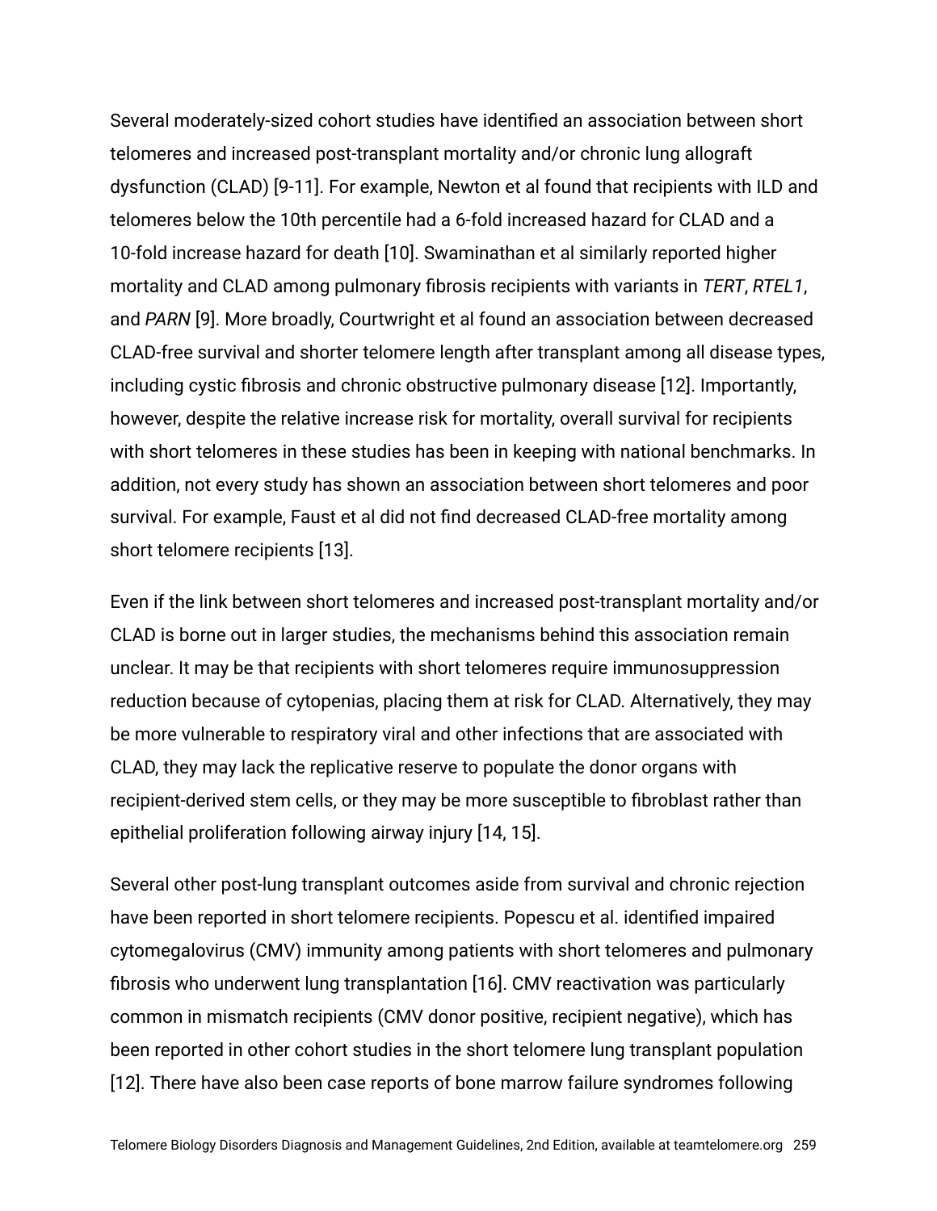Several moderately-sized cohort studies have identified an association between short telomeres and increased post-transplant mortality and/or chronic lung allograft dysfunction (CLAD) [9-11]. For example, Newton et al found that recipients with ILD and telomeres below the 10th percentile had a 6-fold increased hazard for CLAD and a 10-fold increase hazard for death [10]. Swaminathan et al similarly reported higher mortality and CLAD among pulmonary fibrosis recipients with variants in *TERT*, *RTEL1*, and *PARN* [9]. More broadly, Courtwright et al found an association between decreased CLAD-free survival and shorter telomere length after transplant among all disease types, including cystic fibrosis and chronic obstructive pulmonary disease [12]. Importantly, however, despite the relative increase risk for mortality, overall survival for recipients with short telomeres in these studies has been in keeping with national benchmarks. In addition, not every study has shown an association between short telomeres and poor survival. For example, Faust et al did not find decreased CLAD-free mortality among short telomere recipients [13].

Even if the link between short telomeres and increased post-transplant mortality and/or CLAD is borne out in larger studies, the mechanisms behind this association remain unclear. It may be that recipients with short telomeres require immunosuppression reduction because of cytopenias, placing them at risk for CLAD. Alternatively, they may be more vulnerable to respiratory viral and other infections that are associated with CLAD, they may lack the replicative reserve to populate the donor organs with recipient-derived stem cells, or they may be more susceptible to fibroblast rather than epithelial proliferation following airway injury [14, 15].

Several other post-lung transplant outcomes aside from survival and chronic rejection have been reported in short telomere recipients. Popescu et al. identified impaired cytomegalovirus (CMV) immunity among patients with short telomeres and pulmonary fibrosis who underwent lung transplantation [16]. CMV reactivation was particularly common in mismatch recipients (CMV donor positive, recipient negative), which has been reported in other cohort studies in the short telomere lung transplant population [12]. There have also been case reports of bone marrow failure syndromes following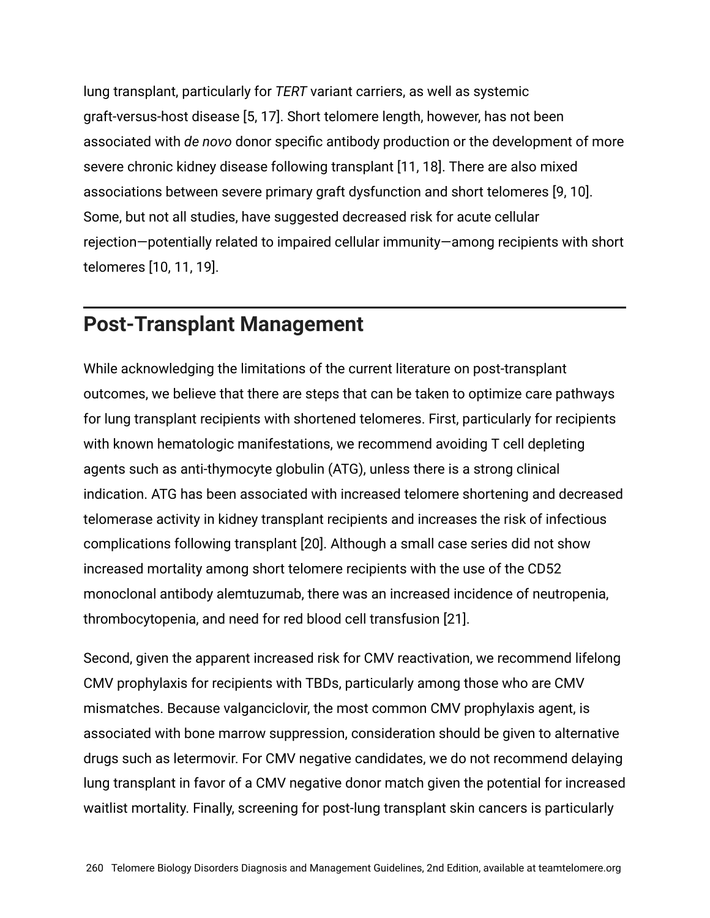lung transplant, particularly for *TERT* variant carriers, as well as systemic graft-versus-host disease [5, 17]. Short telomere length, however, has not been associated with *de novo* donor specific antibody production or the development of more severe chronic kidney disease following transplant [11, 18]. There are also mixed associations between severe primary graft dysfunction and short telomeres [9, 10]. Some, but not all studies, have suggested decreased risk for acute cellular rejection—potentially related to impaired cellular immunity—among recipients with short telomeres [10, 11, 19].

## Post-Transplant Management

While acknowledging the limitations of the current literature on post-transplant outcomes, we believe that there are steps that can be taken to optimize care pathways for lung transplant recipients with shortened telomeres. First, particularly for recipients with known hematologic manifestations, we recommend avoiding T cell depleting agents such as anti-thymocyte globulin (ATG), unless there is a strong clinical indication. ATG has been associated with increased telomere shortening and decreased telomerase activity in kidney transplant recipients and increases the risk of infectious complications following transplant [20]. Although a small case series did not show increased mortality among short telomere recipients with the use of the CD52 monoclonal antibody alemtuzumab, there was an increased incidence of neutropenia, thrombocytopenia, and need for red blood cell transfusion [21].

Second, given the apparent increased risk for CMV reactivation, we recommend lifelong CMV prophylaxis for recipients with TBDs, particularly among those who are CMV mismatches. Because valganciclovir, the most common CMV prophylaxis agent, is associated with bone marrow suppression, consideration should be given to alternative drugs such as letermovir. For CMV negative candidates, we do not recommend delaying lung transplant in favor of a CMV negative donor match given the potential for increased waitlist mortality. Finally, screening for post-lung transplant skin cancers is particularly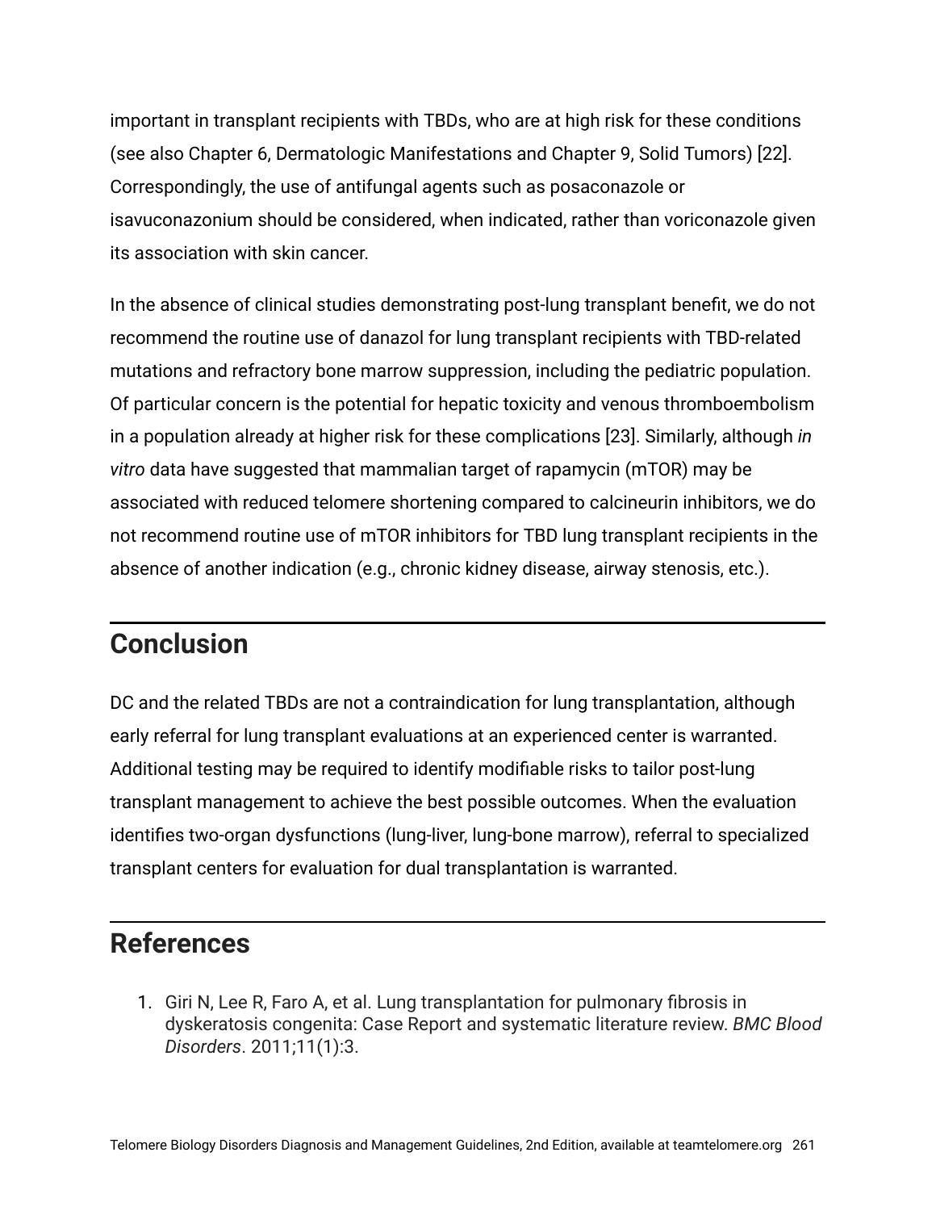important in transplant recipients with TBDs, who are at high risk for these conditions (see also Chapter 6, Dermatologic Manifestations and Chapter 9, Solid Tumors) [22]. Correspondingly, the use of antifungal agents such as posaconazole or isavuconazonium should be considered, when indicated, rather than voriconazole given its association with skin cancer.

In the absence of clinical studies demonstrating post-lung transplant benefit, we do not recommend the routine use of danazol for lung transplant recipients with TBD-related mutations and refractory bone marrow suppression, including the pediatric population. Of particular concern is the potential for hepatic toxicity and venous thromboembolism in a population already at higher risk for these complications [23]. Similarly, although *in vitro* data have suggested that mammalian target of rapamycin (mTOR) may be associated with reduced telomere shortening compared to calcineurin inhibitors, we do not recommend routine use of mTOR inhibitors for TBD lung transplant recipients in the absence of another indication (e.g., chronic kidney disease, airway stenosis, etc.).

## Conclusion

DC and the related TBDs are not a contraindication for lung transplantation, although early referral for lung transplant evaluations at an experienced center is warranted. Additional testing may be required to identify modifiable risks to tailor post-lung transplant management to achieve the best possible outcomes. When the evaluation identifies two-organ dysfunctions (lung-liver, lung-bone marrow), referral to specialized transplant centers for evaluation for dual transplantation is warranted.

## References

1. Giri N, Lee R, Faro A, et al. Lung transplantation for pulmonary fibrosis in dyskeratosis congenita: Case Report and systematic literature review. *BMC Blood Disorders*. 2011;11(1):3.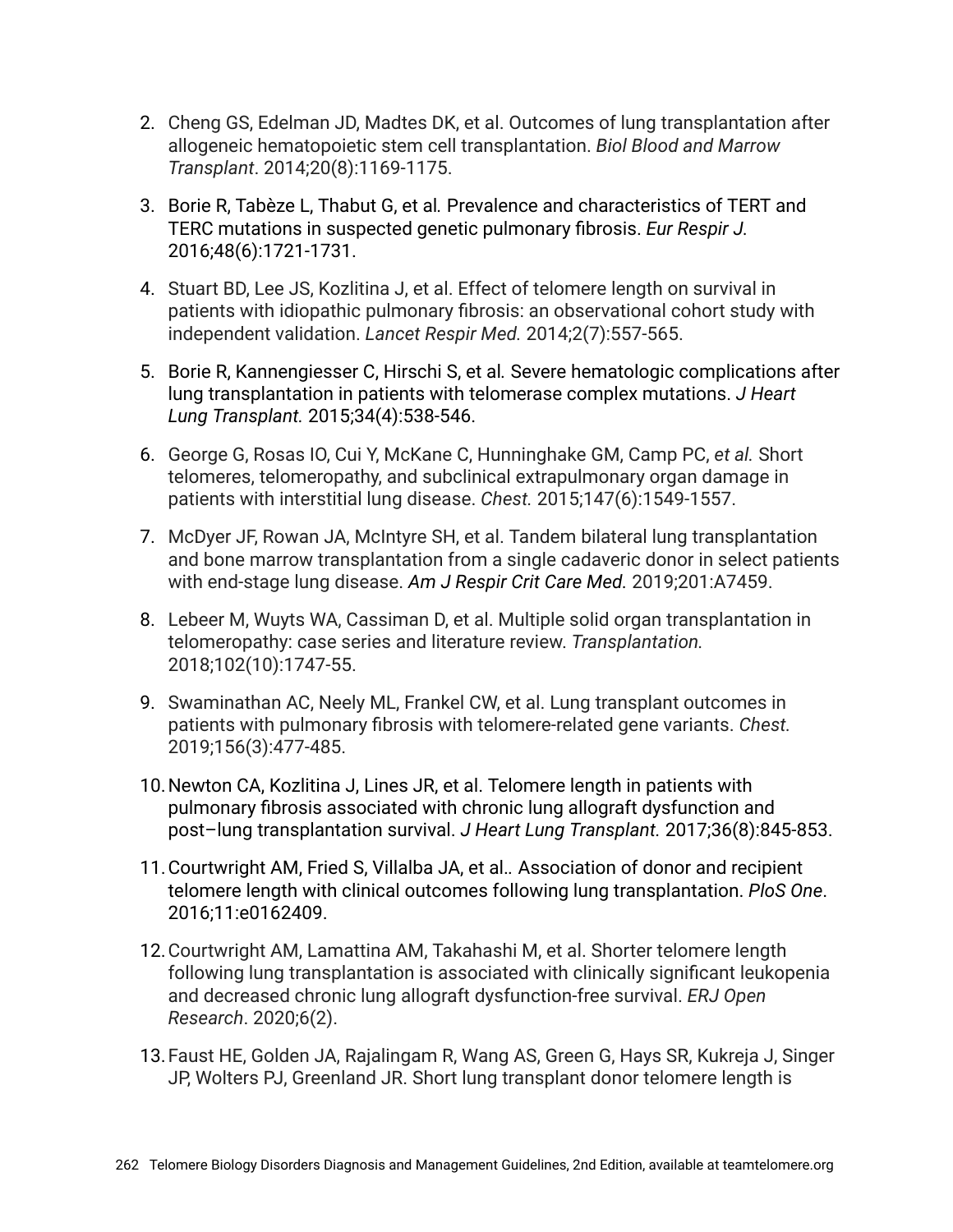2. Cheng GS, Edelman JD, Madtes DK, et al. Outcomes of lung transplantation after allogeneic hematopoietic stem cell transplantation. *Biol Blood and Marrow Transplant*. 2014;20(8):1169-1175.
3. Borie R, Tabèze L, Thabut G, et al. Prevalence and characteristics of TERT and TERC mutations in suspected genetic pulmonary fibrosis. *Eur Respir J.* 2016;48(6):1721-1731.
4. Stuart BD, Lee JS, Kozlitina J, et al. Effect of telomere length on survival in patients with idiopathic pulmonary fibrosis: an observational cohort study with independent validation. *Lancet Respir Med.* 2014;2(7):557-565.
5. Borie R, Kannengiesser C, Hirschi S, et al. Severe hematologic complications after lung transplantation in patients with telomerase complex mutations. *J Heart Lung Transplant.* 2015;34(4):538-546.
6. George G, Rosas IO, Cui Y, McKane C, Hunninghake GM, Camp PC, *et al.* Short telomeres, telomeropathy, and subclinical extrapulmonary organ damage in patients with interstitial lung disease. *Chest.* 2015;147(6):1549-1557.
7. McDyer JF, Rowan JA, McIntyre SH, et al. Tandem bilateral lung transplantation and bone marrow transplantation from a single cadaveric donor in select patients with end-stage lung disease. *Am J Respir Crit Care Med.* 2019;201:A7459.
8. Lebeer M, Wuyts WA, Cassiman D, et al. Multiple solid organ transplantation in telomeropathy: case series and literature review. *Transplantation.* 2018;102(10):1747-55.
9. Swaminathan AC, Neely ML, Frankel CW, et al. Lung transplant outcomes in patients with pulmonary fibrosis with telomere-related gene variants. *Chest.* 2019;156(3):477-485.
10. Newton CA, Kozlitina J, Lines JR, et al. Telomere length in patients with pulmonary fibrosis associated with chronic lung allograft dysfunction and post–lung transplantation survival. *J Heart Lung Transplant.* 2017;36(8):845-853.
11. Courtwright AM, Fried S, Villalba JA, et al.. Association of donor and recipient telomere length with clinical outcomes following lung transplantation. *PloS One*. 2016;11:e0162409.
12. Courtwright AM, Lamattina AM, Takahashi M, et al. Shorter telomere length following lung transplantation is associated with clinically significant leukopenia and decreased chronic lung allograft dysfunction-free survival. *ERJ Open Research*. 2020;6(2).
13. Faust HE, Golden JA, Rajalingam R, Wang AS, Green G, Hays SR, Kukreja J, Singer JP, Wolters PJ, Greenland JR. Short lung transplant donor telomere length is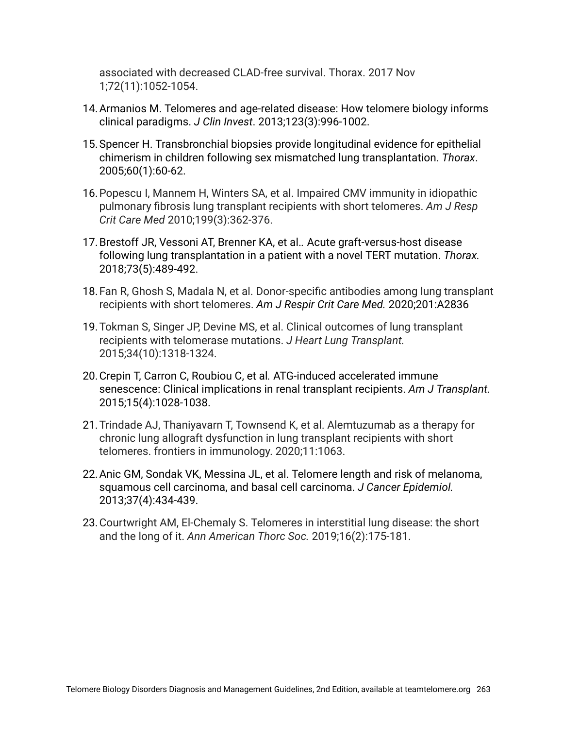associated with decreased CLAD-free survival. Thorax. 2017 Nov 1;72(11):1052-1054.

14. Armanios M. Telomeres and age-related disease: How telomere biology informs clinical paradigms. *J Clin Invest*. 2013;123(3):996-1002.

15. Spencer H. Transbronchial biopsies provide longitudinal evidence for epithelial chimerism in children following sex mismatched lung transplantation. *Thorax*. 2005;60(1):60-62.

16. Popescu I, Mannem H, Winters SA, et al. Impaired CMV immunity in idiopathic pulmonary fibrosis lung transplant recipients with short telomeres. *Am J Resp Crit Care Med* 2010;199(3):362-376.

17. Brestoff JR, Vessoni AT, Brenner KA, et al.. Acute graft-versus-host disease following lung transplantation in a patient with a novel TERT mutation. *Thorax*. 2018;73(5):489-492.

18. Fan R, Ghosh S, Madala N, et al. Donor-specific antibodies among lung transplant recipients with short telomeres. *Am J Respir Crit Care Med*. 2020;201:A2836

19. Tokman S, Singer JP, Devine MS, et al. Clinical outcomes of lung transplant recipients with telomerase mutations. *J Heart Lung Transplant*. 2015;34(10):1318-1324.

20. Crepin T, Carron C, Roubiou C, et al. ATG-induced accelerated immune senescence: Clinical implications in renal transplant recipients. *Am J Transplant.* 2015;15(4):1028-1038.

21. Trindade AJ, Thaniyavarn T, Townsend K, et al. Alemtuzumab as a therapy for chronic lung allograft dysfunction in lung transplant recipients with short telomeres. frontiers in immunology. 2020;11:1063.

22. Anic GM, Sondak VK, Messina JL, et al. Telomere length and risk of melanoma, squamous cell carcinoma, and basal cell carcinoma. *J Cancer Epidemiol*. 2013;37(4):434-439.

23. Courtwright AM, El-Chemaly S. Telomeres in interstitial lung disease: the short and the long of it. *Ann American Thorc Soc.* 2019;16(2):175-181.